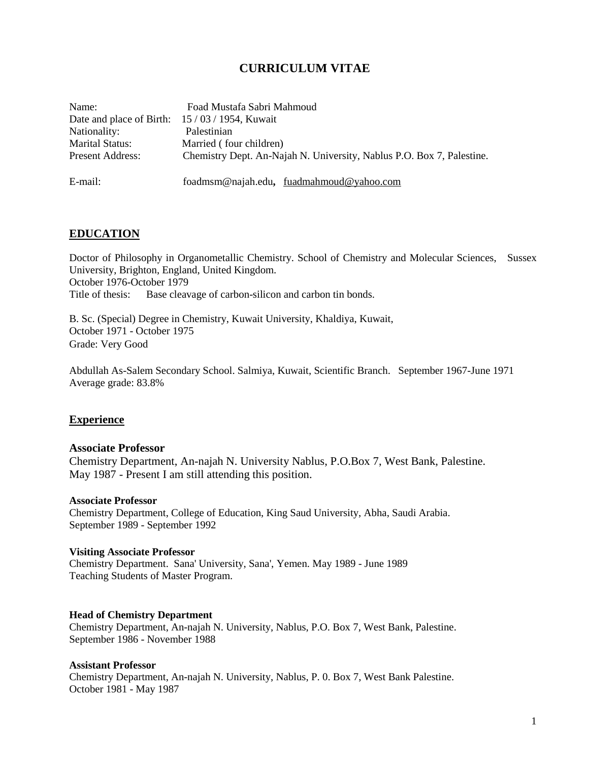# CURRICULUM VITAE

Name: Foad Mustafa Sabri Mahmoud
Date and place of Birth: 15 / 03 / 1954, Kuwait
Nationality: Palestinian
Marital Status: Married ( four children)
Present Address: Chemistry Dept. An-Najah N. University, Nablus P.O. Box 7, Palestine.

E-mail: foadmsm@najah.edu**,** fuadmahmoud@yahoo.com

## EDUCATION

Doctor of Philosophy in Organometallic Chemistry. School of Chemistry and Molecular Sciences, Sussex University, Brighton, England, United Kingdom.
October 1976-October 1979
Title of thesis: Base cleavage of carbon-silicon and carbon tin bonds.

B. Sc. (Special) Degree in Chemistry, Kuwait University, Khaldiya, Kuwait,
October 1971 - October 1975
Grade: Very Good

Abdullah As-Salem Secondary School. Salmiya, Kuwait, Scientific Branch. September 1967-June 1971
Average grade: 83.8%

## Experience

### Associate Professor

Chemistry Department, An-najah N. University Nablus, P.O.Box 7, West Bank, Palestine.
May 1987 - Present I am still attending this position.

**Associate Professor**
Chemistry Department, College of Education, King Saud University, Abha, Saudi Arabia.
September 1989 - September 1992

**Visiting Associate Professor**
Chemistry Department. Sana' University, Sana', Yemen. May 1989 - June 1989
Teaching Students of Master Program.

**Head of Chemistry Department**
Chemistry Department, An-najah N. University, Nablus, P.O. Box 7, West Bank, Palestine.
September 1986 - November 1988

**Assistant Professor**
Chemistry Department, An-najah N. University, Nablus, P. 0. Box 7, West Bank Palestine.
October 1981 - May 1987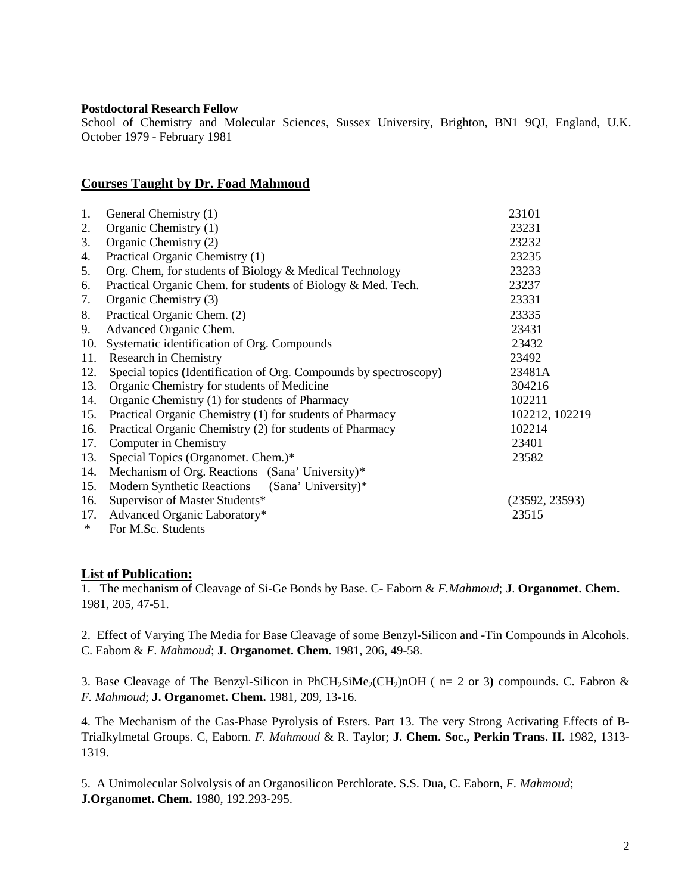**Postdoctoral Research Fellow**
School of Chemistry and Molecular Sciences, Sussex University, Brighton, BN1 9QJ, England, U.K.
October 1979 - February 1981

## Courses Taught by Dr. Foad Mahmoud

| No. | Course | Code |
|---|---|---|
| 1. | General Chemistry (1) | 23101 |
| 2. | Organic Chemistry (1) | 23231 |
| 3. | Organic Chemistry (2) | 23232 |
| 4. | Practical Organic Chemistry (1) | 23235 |
| 5. | Org. Chem, for students of Biology & Medical Technology | 23233 |
| 6. | Practical Organic Chem. for students of Biology & Med. Tech. | 23237 |
| 7. | Organic Chemistry (3) | 23331 |
| 8. | Practical Organic Chem. (2) | 23335 |
| 9. | Advanced Organic Chem. | 23431 |
| 10. | Systematic identification of Org. Compounds | 23432 |
| 11. | Research in Chemistry | 23492 |
| 12. | Special topics **(**Identification of Org. Compounds by spectroscopy**)** | 23481A |
| 13. | Organic Chemistry for students of Medicine | 304216 |
| 14. | Organic Chemistry (1) for students of Pharmacy | 102211 |
| 15. | Practical Organic Chemistry (1) for students of Pharmacy | 102212, 102219 |
| 16. | Practical Organic Chemistry (2) for students of Pharmacy | 102214 |
| 17. | Computer in Chemistry | 23401 |
| 13. | Special Topics (Organomet. Chem.)* | 23582 |
| 14. | Mechanism of Org. Reactions (Sana' University)* | |
| 15. | Modern Synthetic Reactions (Sana' University)* | |
| 16. | Supervisor of Master Students* | (23592, 23593) |
| 17. | Advanced Organic Laboratory* | 23515 |
| * | For M.Sc. Students | |

## List of Publication:

1. The mechanism of Cleavage of Si-Ge Bonds by Base. C- Eaborn & *F.Mahmoud*; **J**. **Organomet. Chem.** 1981, 205, 47-51.

2. Effect of Varying The Media for Base Cleavage of some Benzyl-Silicon and -Tin Compounds in Alcohols. C. Eabom & *F. Mahmoud*; **J. Organomet. Chem.** 1981, 206, 49-58.

3. Base Cleavage of The Benzyl-Silicon in $PhCH_2SiMe_2(CH_2)nOH$ ( n= 2 or 3**)** compounds. C. Eabron & *F. Mahmoud*; **J. Organomet. Chem.** 1981, 209, 13-16.

4. The Mechanism of the Gas-Phase Pyrolysis of Esters. Part 13. The very Strong Activating Effects of B-TriaIkylmetal Groups. C, Eaborn. *F. Mahmoud* & R. Taylor; **J. Chem. Soc., Perkin Trans. II.** 1982, 1313-1319.

5. A Unimolecular Solvolysis of an Organosilicon Perchlorate. S.S. Dua, C. Eaborn, *F. Mahmoud*; **J.Organomet. Chem.** 1980, 192.293-295.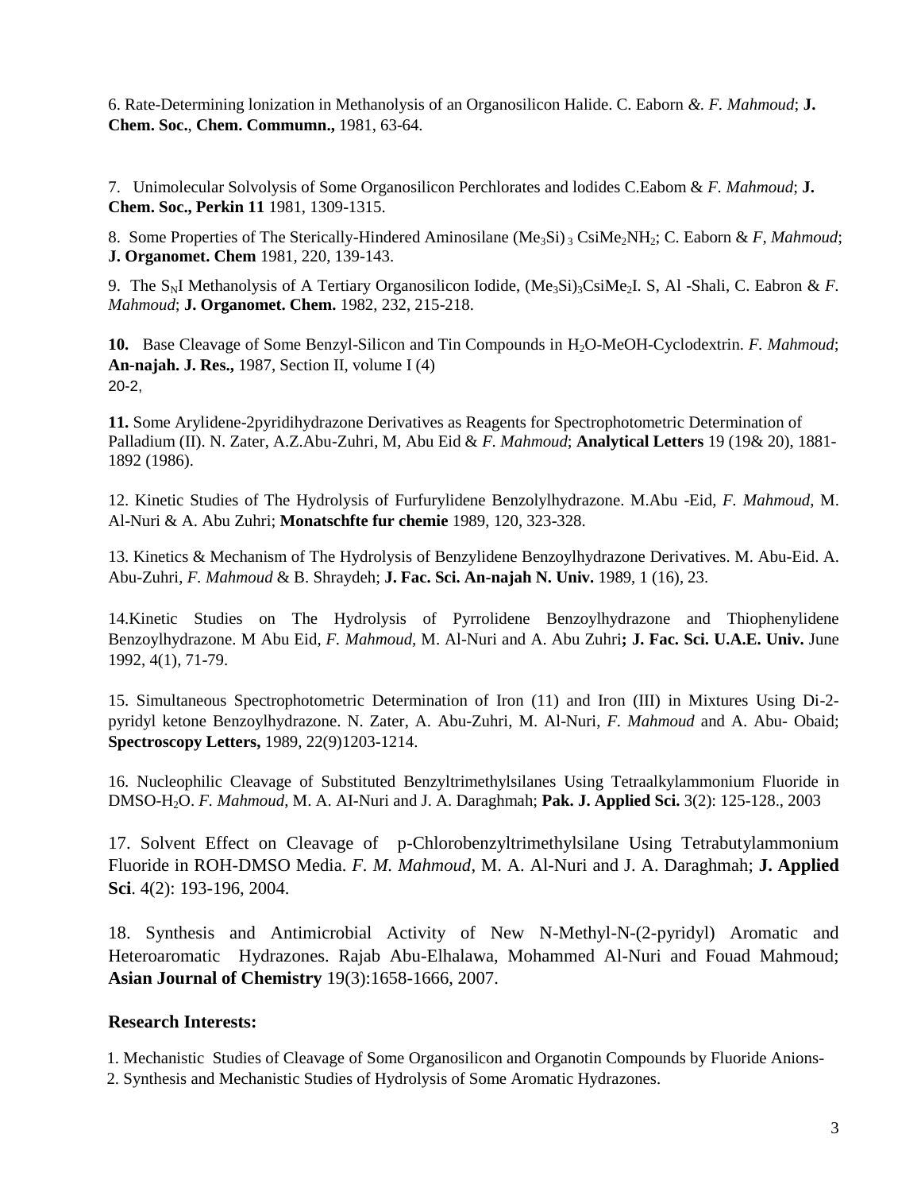6. Rate-Determining lonization in Methanolysis of an Organosilicon Halide. C. Eaborn *&. F. Mahmoud*; **J. Chem. Soc.**, **Chem. Commumn.,** 1981, 63-64.

7. Unimolecular Solvolysis of Some Organosilicon Perchlorates and lodides C.Eabom & *F. Mahmoud*; **J. Chem. Soc., Perkin 11** 1981, 1309-1315.

8. Some Properties of The Sterically-Hindered Aminosilane $(Me_3Si)_3$ $CsiMe_2NH_2$; C. Eaborn & *F, Mahmoud*; **J. Organomet. Chem** 1981, 220, 139-143.

9. The $S_N$I Methanolysis of A Tertiary Organosilicon Iodide, $(Me_3Si)_3CsiMe_2I$. S, Al -Shali, C. Eabron & *F. Mahmoud*; **J. Organomet. Chem.** 1982, 232, 215-218.

**10.** Base Cleavage of Some Benzyl-Silicon and Tin Compounds in $H_2O$-MeOH-Cyclodextrin. *F. Mahmoud*; **An-najah. J. Res.,** 1987, Section II, volume I (4) 20-2,

**11.** Some Arylidene-2pyridihydrazone Derivatives as Reagents for Spectrophotometric Determination of Palladium (II). N. Zater, A.Z.Abu-Zuhri, M, Abu Eid & *F. Mahmoud*; **Analytical Letters** 19 (19& 20), 1881-1892 (1986).

12. Kinetic Studies of The Hydrolysis of Furfurylidene Benzolylhydrazone. M.Abu -Eid, *F. Mahmoud*, M. Al-Nuri & A. Abu Zuhri; **Monatschfte fur chemie** 1989, 120, 323-328.

13. Kinetics & Mechanism of The Hydrolysis of Benzylidene Benzoylhydrazone Derivatives. M. Abu-Eid. A. Abu-Zuhri, *F. Mahmoud* & B. Shraydeh; **J. Fac. Sci. An-najah N. Univ.** 1989, 1 (16), 23.

14.Kinetic Studies on The Hydrolysis of Pyrrolidene Benzoylhydrazone and Thiophenylidene Benzoylhydrazone. M Abu Eid, *F. Mahmoud,* M. Al-Nuri and A. Abu Zuhri**; J. Fac. Sci. U.A.E. Univ.** June 1992, 4(1), 71-79.

15. Simultaneous Spectrophotometric Determination of Iron (11) and Iron (III) in Mixtures Using Di-2-pyridyl ketone Benzoylhydrazone. N. Zater, A. Abu-Zuhri, M. Al-Nuri, *F. Mahmoud* and A. Abu- Obaid; **Spectroscopy Letters,** 1989, 22(9)1203-1214.

16. Nucleophilic Cleavage of Substituted Benzyltrimethylsilanes Using Tetraalkylammonium Fluoride in DMSO-$H_2O$. *F. Mahmoud*, M. A. AI-Nuri and J. A. Daraghmah; **Pak. J. Applied Sci.** 3(2): 125-128., 2003

17. Solvent Effect on Cleavage of p-Chlorobenzyltrimethylsilane Using Tetrabutylammonium Fluoride in ROH-DMSO Media. *F. M. Mahmoud*, M. A. Al-Nuri and J. A. Daraghmah; **J. Applied Sci**. 4(2): 193-196, 2004.

18. Synthesis and Antimicrobial Activity of New N-Methyl-N-(2-pyridyl) Aromatic and Heteroaromatic Hydrazones. Rajab Abu-Elhalawa, Mohammed Al-Nuri and Fouad Mahmoud; **Asian Journal of Chemistry** 19(3):1658-1666, 2007.

### Research Interests:

1. Mechanistic Studies of Cleavage of Some Organosilicon and Organotin Compounds by Fluoride Anions-
2. Synthesis and Mechanistic Studies of Hydrolysis of Some Aromatic Hydrazones.